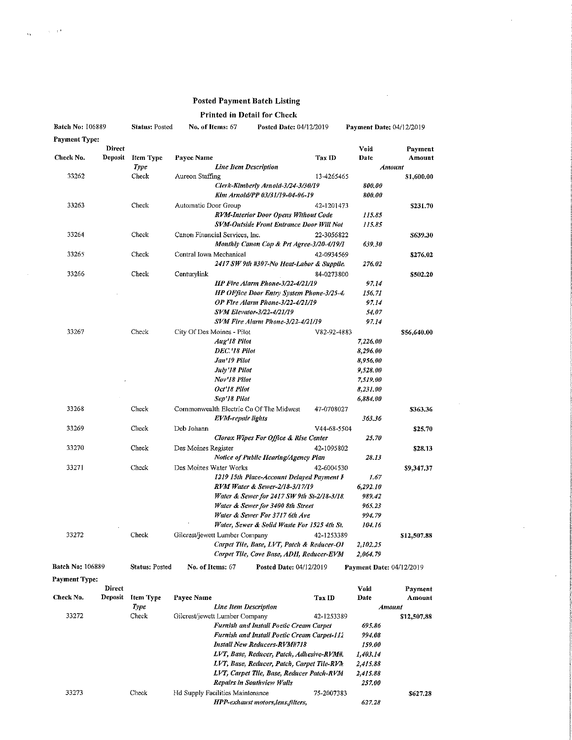# Posted Payment Batch Listing

## Printed in Detail for Check

**Batch No:** 106889 **Status:** Posted **No. of Items:** 67 **Posted Date:** 04/12/2019 **Payment Date:** 04/12/2019

**Payment Type:**

| Check No. | Direct Deposit | Item Type | Payee Name / *Line Item Description* | Tax ID | Void Date / *Amount* | Payment Amount |
|---|---|---|---|---|---|---|
| 33262 | | Check | Aureon Staffing | 13-4265465 | | $1,600.00 |
| | | | *Clerk-Kimberly Arnold-3/24-3/30/19* | | *800.00* | |
| | | | *Kim Arnold/PP 03/31/19-04-06-19* | | *800.00* | |
| 33263 | | Check | Automatic Door Group | 42-1201473 | | $231.70 |
| | | | *RVM-Interior Door Opens Without Code* | | *115.85* | |
| | | | *SVM-Outside Front Entrance Door Will Not* | | *115.85* | |
| 33264 | | Check | Canon Financial Services, Inc. | 22-3056822 | | $639.30 |
| | | | *Monthly Canon Cop & Prt Agree-3/20-4/19/1* | | *639.30* | |
| 33265 | | Check | Central Iowa Mechanical | 42-0934569 | | $276.02 |
| | | | *2417 SW 9th #307-No Heat-Labor & Supplie.* | | *276.02* | |
| 33266 | | Check | Centurylink | 84-0273800 | | $502.20 |
| | | | *HP Fire Alarm Phone-3/22-4/21/19* | | *97.14* | |
| | | | *HP Office Door Entry System Phone-3/25-4,* | | *156.71* | |
| | | | *OP Fire Alarm Phone-3/22-4/21/19* | | *97.14* | |
| | | | *SVM Elevator-3/22-4/21/19* | | *54.07* | |
| | | | *SVM Fire Alarm Phone-3/22-4/21/19* | | *97.14* | |
| 33267 | | Check | City Of Des Moines - Pilot | V82-92-4883 | | $56,640.00 |
| | | | *Aug'18 Pilot* | | *7,226.00* | |
| | | | *DEC.'18 Pilot* | | *8,296.00* | |
| | | | *Jan'19 Pilot* | | *8,956.00* | |
| | | | *July'18 Pilot* | | *9,528.00* | |
| | | | *Nov'18 Pilot* | | *7,519.00* | |
| | | | *Oct'18 Pilot* | | *8,231.00* | |
| | | | *Sep'18 Pilot* | | *6,884.00* | |
| 33268 | | Check | Commonwealth Electric Co Of The Midwest | 47-0708027 | | $363.36 |
| | | | *EVM-repair lights* | | *363.36* | |
| 33269 | | Check | Deb Johann | V44-68-5504 | | $25.70 |
| | | | *Clorox Wipes For Office & Rise Center* | | *25.70* | |
| 33270 | | Check | Des Moines Register | 42-1095802 | | $28.13 |
| | | | *Notice of Public Hearing/Agency Plan* | | *28.13* | |
| 33271 | | Check | Des Moines Water Works | 42-6004530 | | $9,347.37 |
| | | | *1219 15th Place-Account Delayed Payment F* | | *1.67* | |
| | | | *RVM Water & Sewer-2/18-3/17/19* | | *6,292.10* | |
| | | | *Water & Sewer for 2417 SW 9th St-2/18-3/18.* | | *989.42* | |
| | | | *Water & Sewer for 3400 8th Street* | | *965.23* | |
| | | | *Water & Sewer For 3717 6th Ave* | | *994.79* | |
| | | | *Water, Sewer & Solid Waste For 1525 4th St.* | | *104.16* | |
| 33272 | | Check | Gilcrest/jewett Lumber Company | 42-1253389 | | $12,507.88 |
| | | | *Carpet Tile, Base, LVT, Patch & Reducer-OI* | | *2,102.25* | |
| | | | *Carpet Tile, Cove Base, ADH, Reducer-EVM* | | *2,064.79* | |

**Batch No:** 106889 **Status:** Posted **No. of Items:** 67 **Posted Date:** 04/12/2019 **Payment Date:** 04/12/2019

**Payment Type:**

| Check No. | Direct Deposit | Item Type | Payee Name / *Line Item Description* | Tax ID | Void Date / *Amount* | Payment Amount |
|---|---|---|---|---|---|---|
| 33272 | | Check | Gilcrest/jewett Lumber Company | 42-1253389 | | $12,507.88 |
| | | | *Furnish and Install Poetic Cream Carpet* | | *695.86* | |
| | | | *Furnish and Install Poetic Cream Carpet-112* | | *994.08* | |
| | | | *Install New Reducers-RVM#718* | | *159.00* | |
| | | | *LVT, Base, Reducer, Patch, Adhesive-RVM#.* | | *1,403.14* | |
| | | | *LVT, Base, Reducer, Patch, Carpet Tile-RVN* | | *2,415.88* | |
| | | | *LVT, Carpet Tile, Base, Reducer Patch-RVM* | | *2,415.88* | |
| | | | *Repairs in Southview Walls* | | *257.00* | |
| 33273 | | Check | Hd Supply Facilities Maintenance | 75-2007383 | | $627.28 |
| | | | *HPP-exhaust motors,lens,filters,* | | *627.28* | |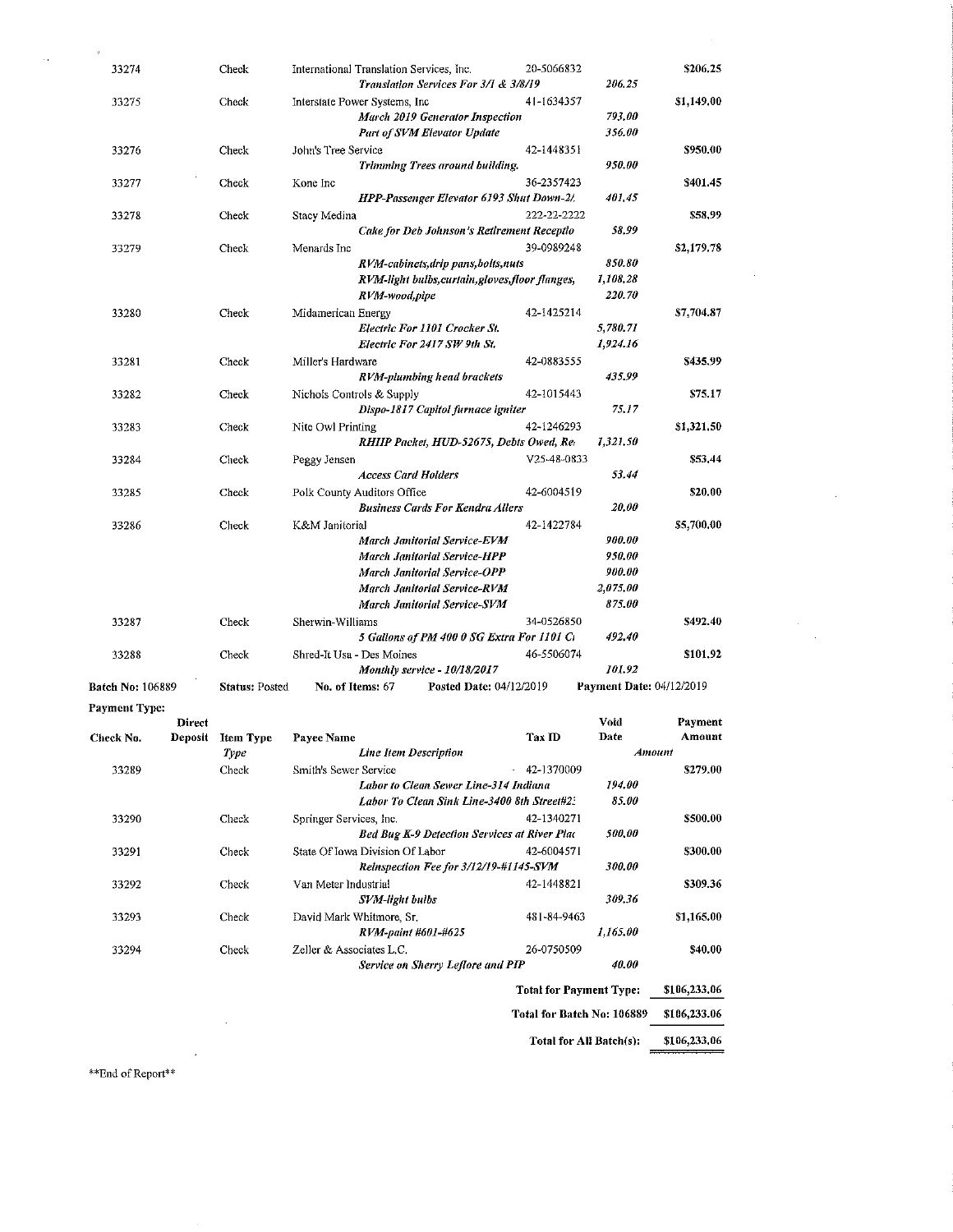| | | | | | |
|---|---|---|---|---|---|
| 33274 | Check | International Translation Services, Inc. | 20-5066832 | | $206.25 |
| | | *Translation Services For 3/1 & 3/8/19* | | *206.25* | |
| 33275 | Check | Interstate Power Systems, Inc | 41-1634357 | | $1,149.00 |
| | | *March 2019 Generator Inspection* | | *793.00* | |
| | | *Part of SVM Elevator Update* | | *356.00* | |
| 33276 | Check | John's Tree Service | 42-1448351 | | $950.00 |
| | | *Trimming Trees around building.* | | *950.00* | |
| 33277 | Check | Kone Inc | 36-2357423 | | $401.45 |
| | | *HPP-Passenger Elevator 6193 Shut Down-2/* | | *401.45* | |
| 33278 | Check | Stacy Medina | 222-22-2222 | | $58.99 |
| | | *Cake for Deb Johnson's Retirement Receptio* | | *58.99* | |
| 33279 | Check | Menards Inc | 39-0989248 | | $2,179.78 |
| | | *RVM-cabinets,drip pans,bolts,nuts* | | *850.80* | |
| | | *RVM-light bulbs,curtain,gloves,floor flanges,* | | *1,108.28* | |
| | | *RVM-wood,pipe* | | *220.70* | |
| 33280 | Check | Midamerican Energy | 42-1425214 | | $7,704.87 |
| | | *Electric For 1101 Crocker St.* | | *5,780.71* | |
| | | *Electric For 2417 SW 9th St.* | | *1,924.16* | |
| 33281 | Check | Miller's Hardware | 42-0883555 | | $435.99 |
| | | *RVM-plumbing head brackets* | | *435.99* | |
| 33282 | Check | Nichols Controls & Supply | 42-1015443 | | $75.17 |
| | | *Dispo-1817 Capitol furnace igniter* | | *75.17* | |
| 33283 | Check | Nite Owl Printing | 42-1246293 | | $1,321.50 |
| | | *RHIIP Packet, HUD-52675, Debts Owed, Re* | | *1,321.50* | |
| 33284 | Check | Peggy Jensen | V25-48-0833 | | $53.44 |
| | | *Access Card Holders* | | *53.44* | |
| 33285 | Check | Polk County Auditors Office | 42-6004519 | | $20.00 |
| | | *Business Cards For Kendra Allers* | | *20.00* | |
| 33286 | Check | K&M Janitorial | 42-1422784 | | $5,700.00 |
| | | *March Janitorial Service-EVM* | | *900.00* | |
| | | *March Janitorial Service-HPP* | | *950.00* | |
| | | *March Janitorial Service-OPP* | | *900.00* | |
| | | *March Janitorial Service-RVM* | | *2,075.00* | |
| | | *March Janitorial Service-SVM* | | *875.00* | |
| 33287 | Check | Sherwin-Williams | 34-0526850 | | $492.40 |
| | | *5 Gallons of PM 400 0 SG Extra For 1101 C* | | *492.40* | |
| 33288 | Check | Shred-It Usa - Des Moines | 46-5506074 | | $101.92 |
| | | *Monthly service - 10/18/2017* | | *101.92* | |

**Batch No: 106889** **Status:** Posted **No. of Items:** 67 **Posted Date:** 04/12/2019 **Payment Date:** 04/12/2019

**Payment Type:**

| Check No. | Direct Deposit | Item Type | Payee Name / *Line Item Description* | Tax ID | Void Date | Payment Amount |
|---|---|---|---|---|---|---|
| 33289 | | Check | Smith's Sewer Service | 42-1370009 | | $279.00 |
| | | | *Labor to Clean Sewer Line-314 Indiana* | | *194.00* | |
| | | | *Labor To Clean Sink Line-3400 8th Street#2:* | | *85.00* | |
| 33290 | | Check | Springer Services, Inc. | 42-1340271 | | $500.00 |
| | | | *Bed Bug K-9 Detection Services at River Plac* | | *500.00* | |
| 33291 | | Check | State Of Iowa Division Of Labor | 42-6004571 | | $300.00 |
| | | | *Reinspection Fee for 3/12/19-#1145-SVM* | | *300.00* | |
| 33292 | | Check | Van Meter Industrial | 42-1448821 | | $309.36 |
| | | | *SVM-light bulbs* | | *309.36* | |
| 33293 | | Check | David Mark Whitmore, Sr. | 481-84-9463 | | $1,165.00 |
| | | | *RVM-paint #601-#625* | | *1,165.00* | |
| 33294 | | Check | Zeller & Associates L.C. | 26-0750509 | | $40.00 |
| | | | *Service on Sherry Leflore and PIP* | | *40.00* | |

**Total for Payment Type:** $106,233.06

**Total for Batch No: 106889** $106,233.06

**Total for All Batch(s):** $106,233.06

**End of Report**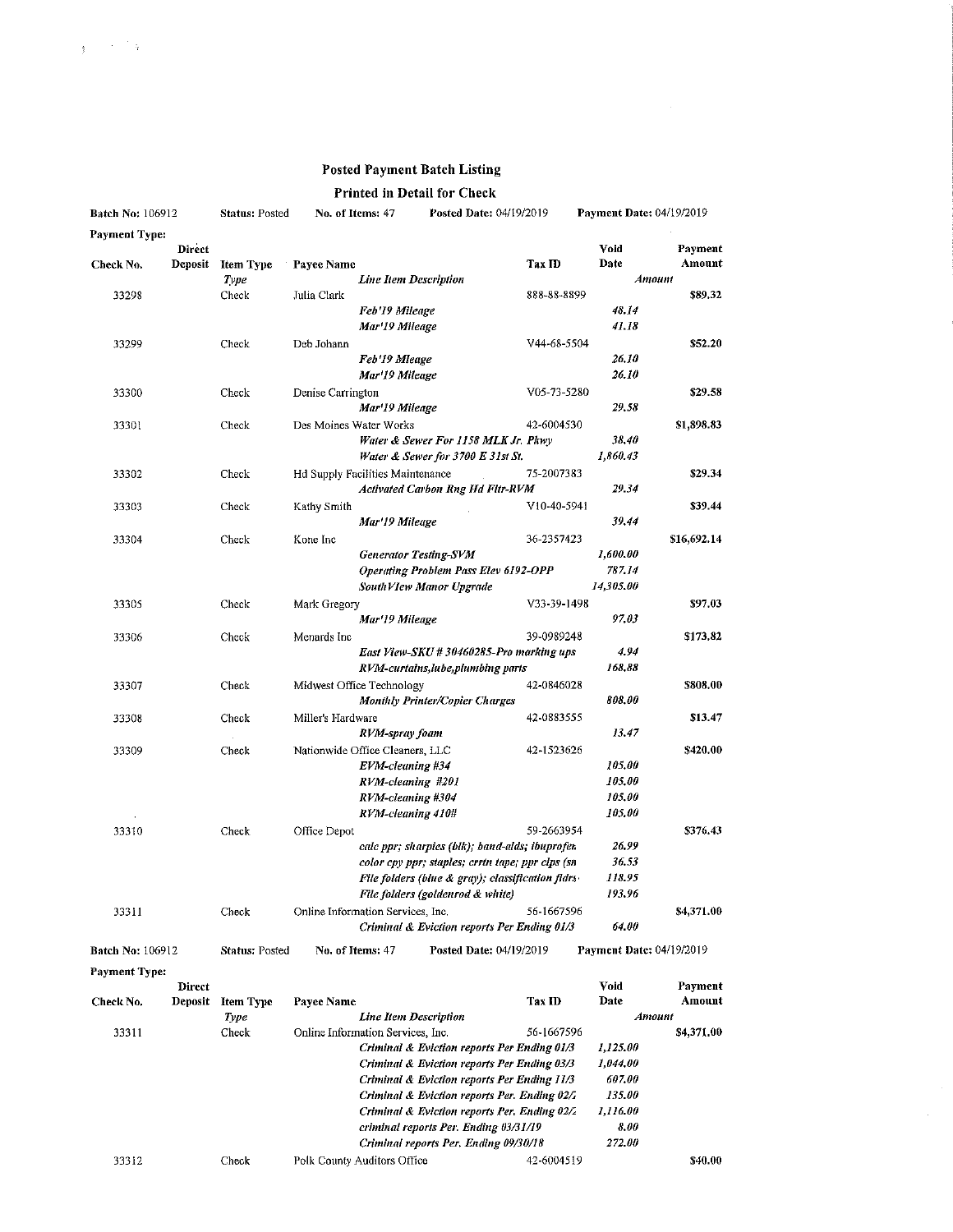## Posted Payment Batch Listing

### Printed in Detail for Check

**Batch No:** 106912 **Status:** Posted **No. of Items:** 47 **Posted Date:** 04/19/2019 **Payment Date:** 04/19/2019

**Payment Type:**

| Check No. | Direct Deposit | Item Type | Payee Name / *Line Item Description* | Tax ID | Void Date / *Amount* | Payment Amount |
|---|---|---|---|---|---|---|
| 33298 | | Check | Julia Clark | 888-88-8899 | | $89.32 |
| | | | *Feb'19 Mileage* | | *48.14* | |
| | | | *Mar'19 Mileage* | | *41.18* | |
| 33299 | | Check | Deb Johann | V44-68-5504 | | $52.20 |
| | | | *Feb'19 Mleage* | | *26.10* | |
| | | | *Mar'19 Mileage* | | *26.10* | |
| 33300 | | Check | Denise Carrington | V05-73-5280 | | $29.58 |
| | | | *Mar'19 Mileage* | | *29.58* | |
| 33301 | | Check | Des Moines Water Works | 42-6004530 | | $1,898.83 |
| | | | *Water & Sewer For 1158 MLK Jr. Pkwy* | | *38.40* | |
| | | | *Water & Sewer for 3700 E 31st St.* | | *1,860.43* | |
| 33302 | | Check | Hd Supply Facilities Maintenance | 75-2007383 | | $29.34 |
| | | | *Activated Carbon Rng Hd Fltr-RVM* | | *29.34* | |
| 33303 | | Check | Kathy Smith | V10-40-5941 | | $39.44 |
| | | | *Mar'19 Mileage* | | *39.44* | |
| 33304 | | Check | Kone Inc | 36-2357423 | | $16,692.14 |
| | | | *Generator Testing-SVM* | | *1,600.00* | |
| | | | *Operating Problem Pass Elev 6192-OPP* | | *787.14* | |
| | | | *SouthVIew Manor Upgrade* | | *14,305.00* | |
| 33305 | | Check | Mark Gregory | V33-39-1498 | | $97.03 |
| | | | *Mar'19 Mileage* | | *97.03* | |
| 33306 | | Check | Menards Inc | 39-0989248 | | $173.82 |
| | | | *East View-SKU # 30460285-Pro marking ups* | | *4.94* | |
| | | | *RVM-curtains,lube,plumbing parts* | | *168.88* | |
| 33307 | | Check | Midwest Office Technology | 42-0846028 | | $808.00 |
| | | | *Monthly Printer/Copier Charges* | | *808.00* | |
| 33308 | | Check | Miller's Hardware | 42-0883555 | | $13.47 |
| | | | *RVM-spray foam* | | *13.47* | |
| 33309 | | Check | Nationwide Office Cleaners, LLC | 42-1523626 | | $420.00 |
| | | | *EVM-cleaning #34* | | *105.00* | |
| | | | *RVM-cleaning #201* | | *105.00* | |
| | | | *RVM-cleaning #304* | | *105.00* | |
| | | | *RVM-cleaning 410#* | | *105.00* | |
| 33310 | | Check | Office Depot | 59-2663954 | | $376.43 |
| | | | *calc ppr; sharpies (blk); band-aids; ibuprofen* | | *26.99* | |
| | | | *color cpy ppr; staples; crrtn tape; ppr clps (sn* | | *36.53* | |
| | | | *File folders (blue & gray); classification fldrs* | | *118.95* | |
| | | | *File folders (goldenrod & white)* | | *193.96* | |
| 33311 | | Check | Online Information Services, Inc. | 56-1667596 | | $4,371.00 |
| | | | *Criminal & Eviction reports Per Ending 01/3* | | *64.00* | |

**Batch No:** 106912 **Status:** Posted **No. of Items:** 47 **Posted Date:** 04/19/2019 **Payment Date:** 04/19/2019

**Payment Type:**

| Check No. | Direct Deposit | Item Type | Payee Name / *Line Item Description* | Tax ID | Void Date / *Amount* | Payment Amount |
|---|---|---|---|---|---|---|
| 33311 | | Check | Online Information Services, Inc. | 56-1667596 | | $4,371.00 |
| | | | *Criminal & Eviction reports Per Ending 01/3* | | *1,125.00* | |
| | | | *Criminal & Eviction reports Per Ending 03/3* | | *1,044.00* | |
| | | | *Criminal & Eviction reports Per Ending 11/3* | | *607.00* | |
| | | | *Criminal & Eviction reports Per. Ending 02/* | | *135.00* | |
| | | | *Criminal & Eviction reports Per. Ending 02/* | | *1,116.00* | |
| | | | *criminal reports Per. Ending 03/31/19* | | *8.00* | |
| | | | *Criminal reports Per. Ending 09/30/18* | | *272.00* | |
| 33312 | | Check | Polk County Auditors Office | 42-6004519 | | $40.00 |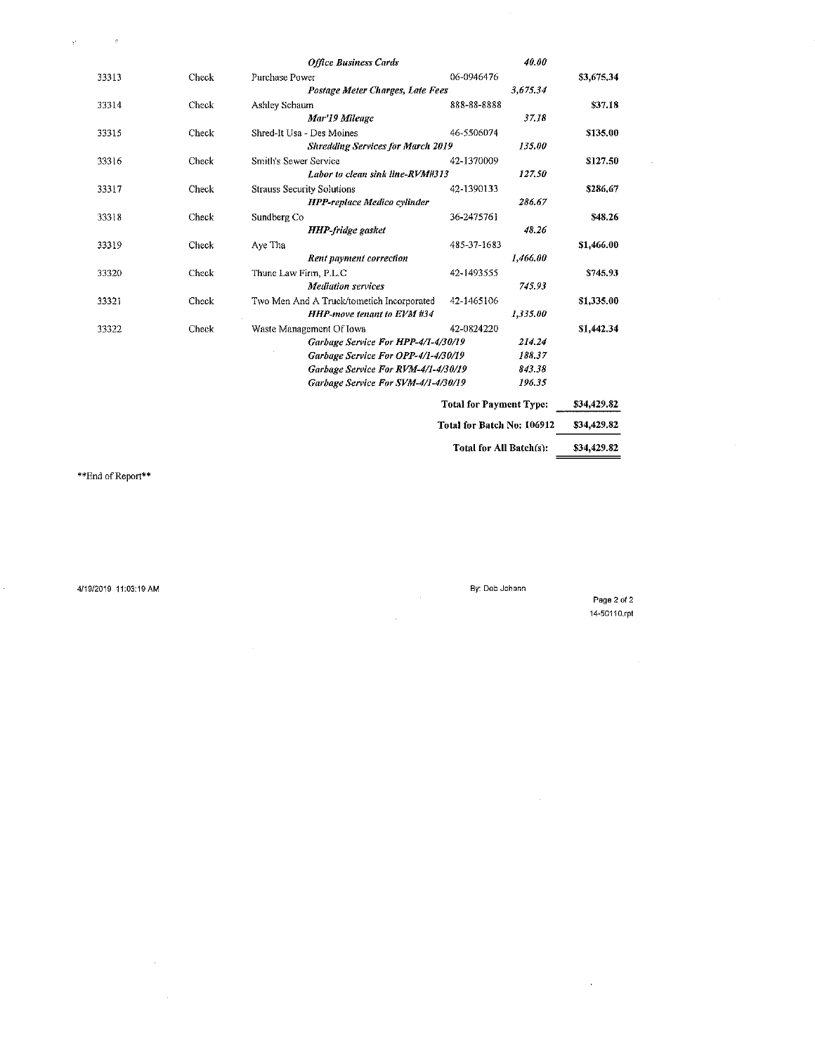| | | | | | |
|---|---|---|---|---|---|
| | | *Office Business Cards* | | *40.00* | |
| 33313 | Check | Purchase Power | 06-0946476 | | $3,675.34 |
| | | *Postage Meter Charges, Late Fees* | | *3,675.34* | |
| 33314 | Check | Ashley Schaum | 888-88-8888 | | $37.18 |
| | | *Mar'19 Mileage* | | *37.18* | |
| 33315 | Check | Shred-It Usa - Des Moines | 46-5506074 | | $135.00 |
| | | *Shredding Services for March 2019* | | *135.00* | |
| 33316 | Check | Smith's Sewer Service | 42-1370009 | | $127.50 |
| | | *Labor to clean sink line-RVM#313* | | *127.50* | |
| 33317 | Check | Strauss Security Solutions | 42-1390133 | | $286.67 |
| | | *HPP-replace Medico cylinder* | | *286.67* | |
| 33318 | Check | Sundberg Co | 36-2475761 | | $48.26 |
| | | *HHP-fridge gasket* | | *48.26* | |
| 33319 | Check | Aye Tha | 485-37-1683 | | $1,466.00 |
| | | *Rent payment correction* | | *1,466.00* | |
| 33320 | Check | Thune Law Firm, P.L.C | 42-1493555 | | $745.93 |
| | | *Mediation services* | | *745.93* | |
| 33321 | Check | Two Men And A Truck/tometich Incorporated | 42-1465106 | | $1,335.00 |
| | | *HHP-move tenant to EVM #34* | | *1,335.00* | |
| 33322 | Check | Waste Management Of Iowa | 42-0824220 | | $1,442.34 |
| | | *Garbage Service For HPP-4/1-4/30/19* | | *214.24* | |
| | | *Garbage Service For OPP-4/1-4/30/19* | | *188.37* | |
| | | *Garbage Service For RVM-4/1-4/30/19* | | *843.38* | |
| | | *Garbage Service For SVM-4/1-4/30/19* | | *196.35* | |
| | | | **Total for Payment Type:** | | **$34,429.82** |
| | | | **Total for Batch No: 106912** | | **$34,429.82** |
| | | | **Total for All Batch(s):** | | **$34,429.82** |

**End of Report**

4/19/2019 11:03:19 AM

By: Deb Johann

14-50110.rpt